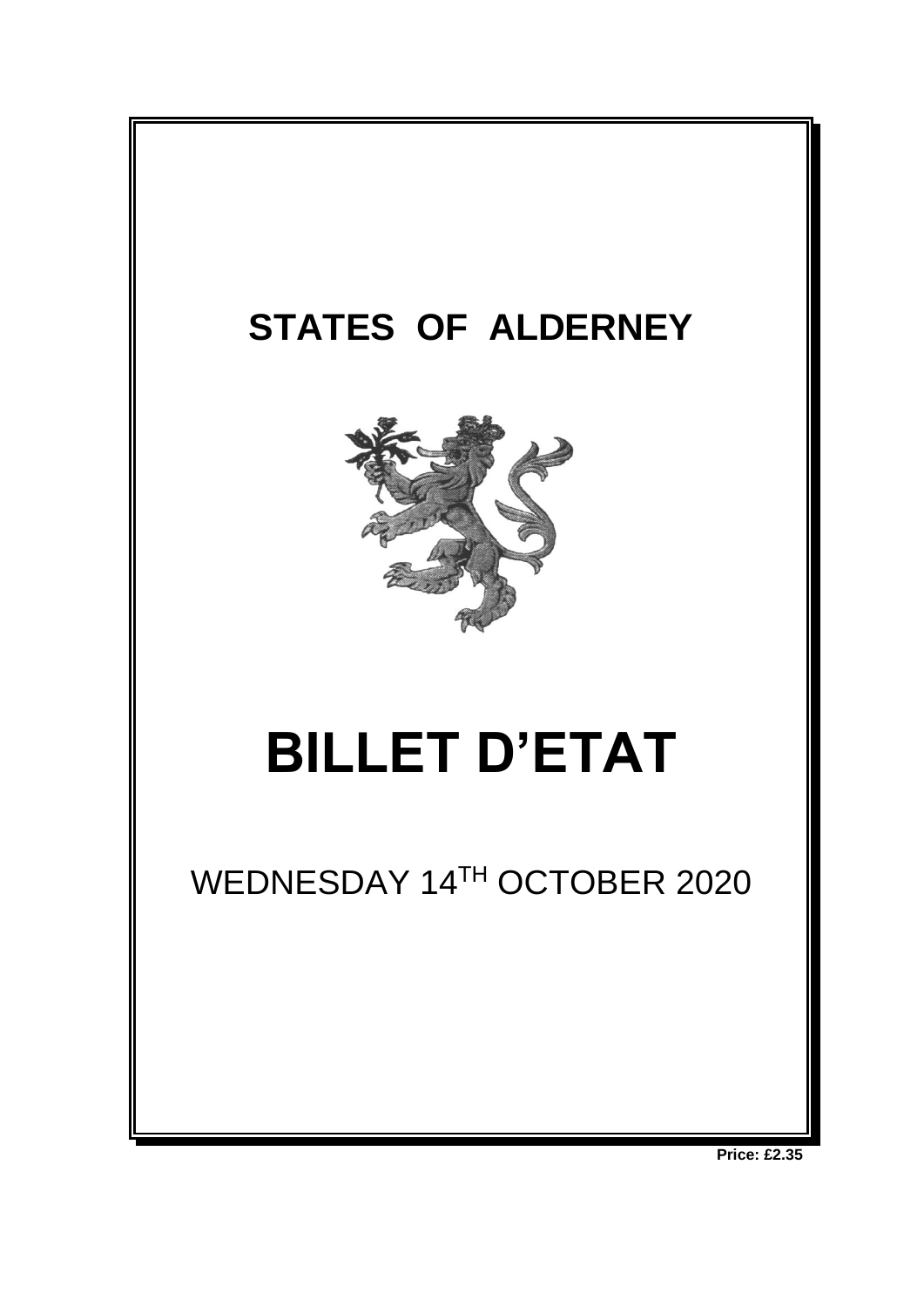# STATES OF ALDERNEY

# BILLET D'ETAT

WEDNESDAY 14TH OCTOBER 2020

**Price: £2.35**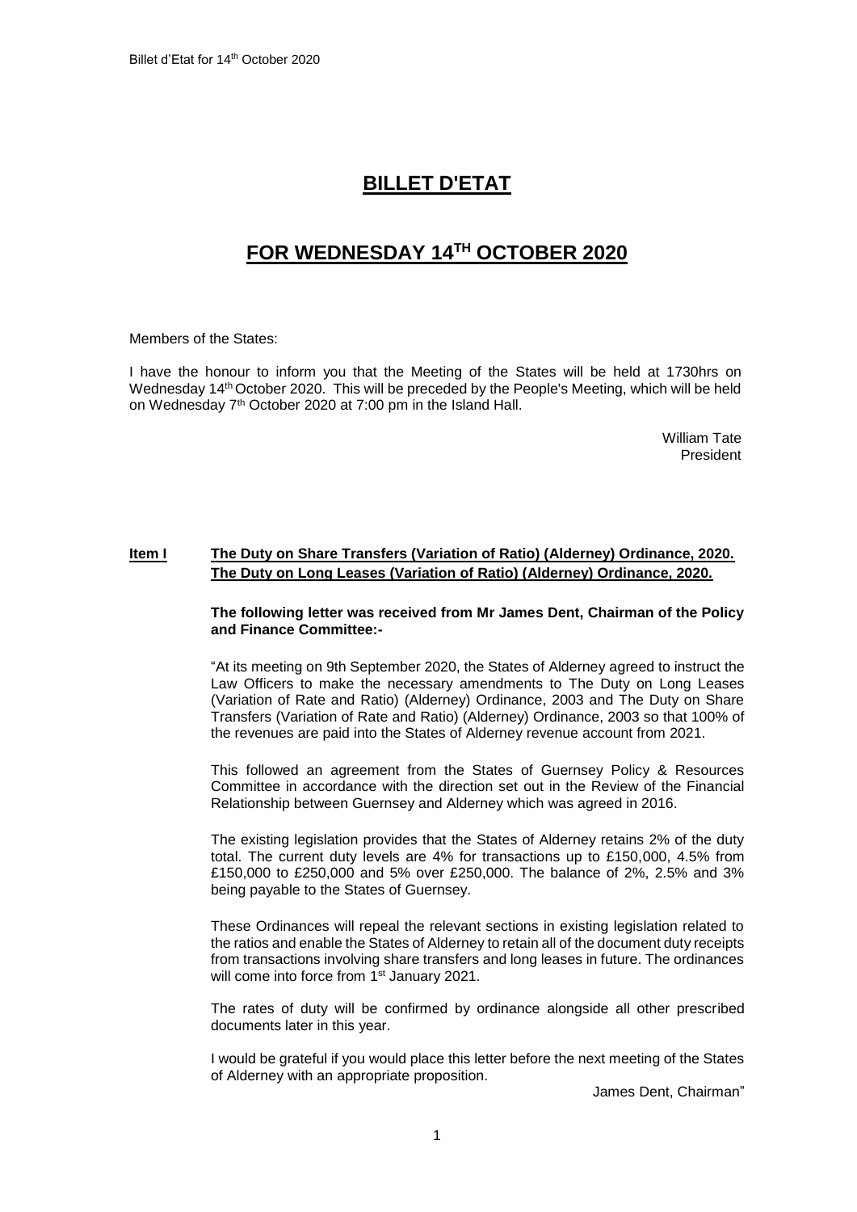# BILLET D'ETAT

## FOR WEDNESDAY 14TH OCTOBER 2020

Members of the States:

I have the honour to inform you that the Meeting of the States will be held at 1730hrs on Wednesday 14th October 2020. This will be preceded by the People's Meeting, which will be held on Wednesday 7th October 2020 at 7:00 pm in the Island Hall.

William Tate
President

**Item I** **The Duty on Share Transfers (Variation of Ratio) (Alderney) Ordinance, 2020. The Duty on Long Leases (Variation of Ratio) (Alderney) Ordinance, 2020.**

**The following letter was received from Mr James Dent, Chairman of the Policy and Finance Committee:-**

"At its meeting on 9th September 2020, the States of Alderney agreed to instruct the Law Officers to make the necessary amendments to The Duty on Long Leases (Variation of Rate and Ratio) (Alderney) Ordinance, 2003 and The Duty on Share Transfers (Variation of Rate and Ratio) (Alderney) Ordinance, 2003 so that 100% of the revenues are paid into the States of Alderney revenue account from 2021.

This followed an agreement from the States of Guernsey Policy & Resources Committee in accordance with the direction set out in the Review of the Financial Relationship between Guernsey and Alderney which was agreed in 2016.

The existing legislation provides that the States of Alderney retains 2% of the duty total. The current duty levels are 4% for transactions up to £150,000, 4.5% from £150,000 to £250,000 and 5% over £250,000. The balance of 2%, 2.5% and 3% being payable to the States of Guernsey.

These Ordinances will repeal the relevant sections in existing legislation related to the ratios and enable the States of Alderney to retain all of the document duty receipts from transactions involving share transfers and long leases in future. The ordinances will come into force from 1st January 2021.

The rates of duty will be confirmed by ordinance alongside all other prescribed documents later in this year.

I would be grateful if you would place this letter before the next meeting of the States of Alderney with an appropriate proposition.

James Dent, Chairman"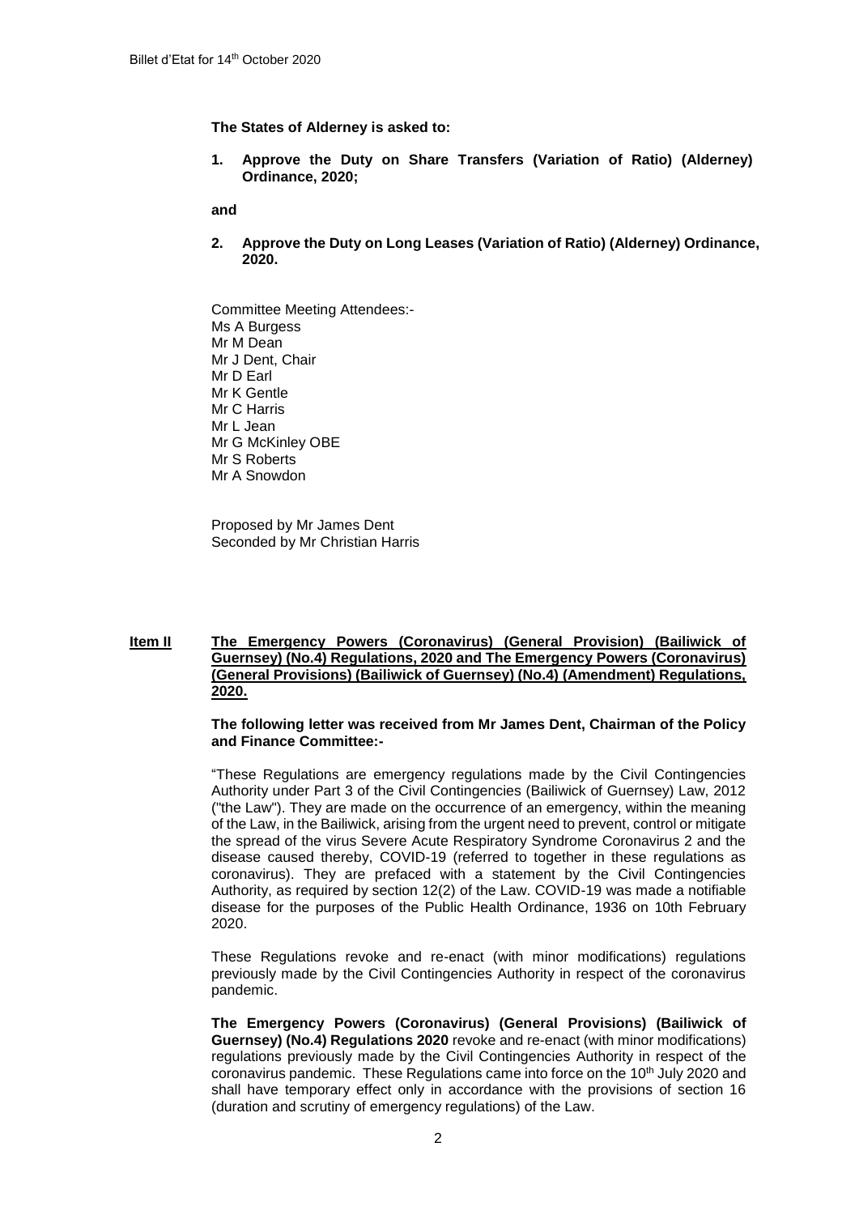**The States of Alderney is asked to:**

1. **Approve the Duty on Share Transfers (Variation of Ratio) (Alderney) Ordinance, 2020;**

**and**

2. **Approve the Duty on Long Leases (Variation of Ratio) (Alderney) Ordinance, 2020.**

Committee Meeting Attendees:-
Ms A Burgess
Mr M Dean
Mr J Dent, Chair
Mr D Earl
Mr K Gentle
Mr C Harris
Mr L Jean
Mr G McKinley OBE
Mr S Roberts
Mr A Snowdon

Proposed by Mr James Dent
Seconded by Mr Christian Harris

## Item II **The Emergency Powers (Coronavirus) (General Provision) (Bailiwick of Guernsey) (No.4) Regulations, 2020 and The Emergency Powers (Coronavirus) (General Provisions) (Bailiwick of Guernsey) (No.4) (Amendment) Regulations, 2020.**

**The following letter was received from Mr James Dent, Chairman of the Policy and Finance Committee:-**

"These Regulations are emergency regulations made by the Civil Contingencies Authority under Part 3 of the Civil Contingencies (Bailiwick of Guernsey) Law, 2012 ("the Law"). They are made on the occurrence of an emergency, within the meaning of the Law, in the Bailiwick, arising from the urgent need to prevent, control or mitigate the spread of the virus Severe Acute Respiratory Syndrome Coronavirus 2 and the disease caused thereby, COVID-19 (referred to together in these regulations as coronavirus). They are prefaced with a statement by the Civil Contingencies Authority, as required by section 12(2) of the Law. COVID-19 was made a notifiable disease for the purposes of the Public Health Ordinance, 1936 on 10th February 2020.

These Regulations revoke and re-enact (with minor modifications) regulations previously made by the Civil Contingencies Authority in respect of the coronavirus pandemic.

**The Emergency Powers (Coronavirus) (General Provisions) (Bailiwick of Guernsey) (No.4) Regulations 2020** revoke and re-enact (with minor modifications) regulations previously made by the Civil Contingencies Authority in respect of the coronavirus pandemic. These Regulations came into force on the 10th July 2020 and shall have temporary effect only in accordance with the provisions of section 16 (duration and scrutiny of emergency regulations) of the Law.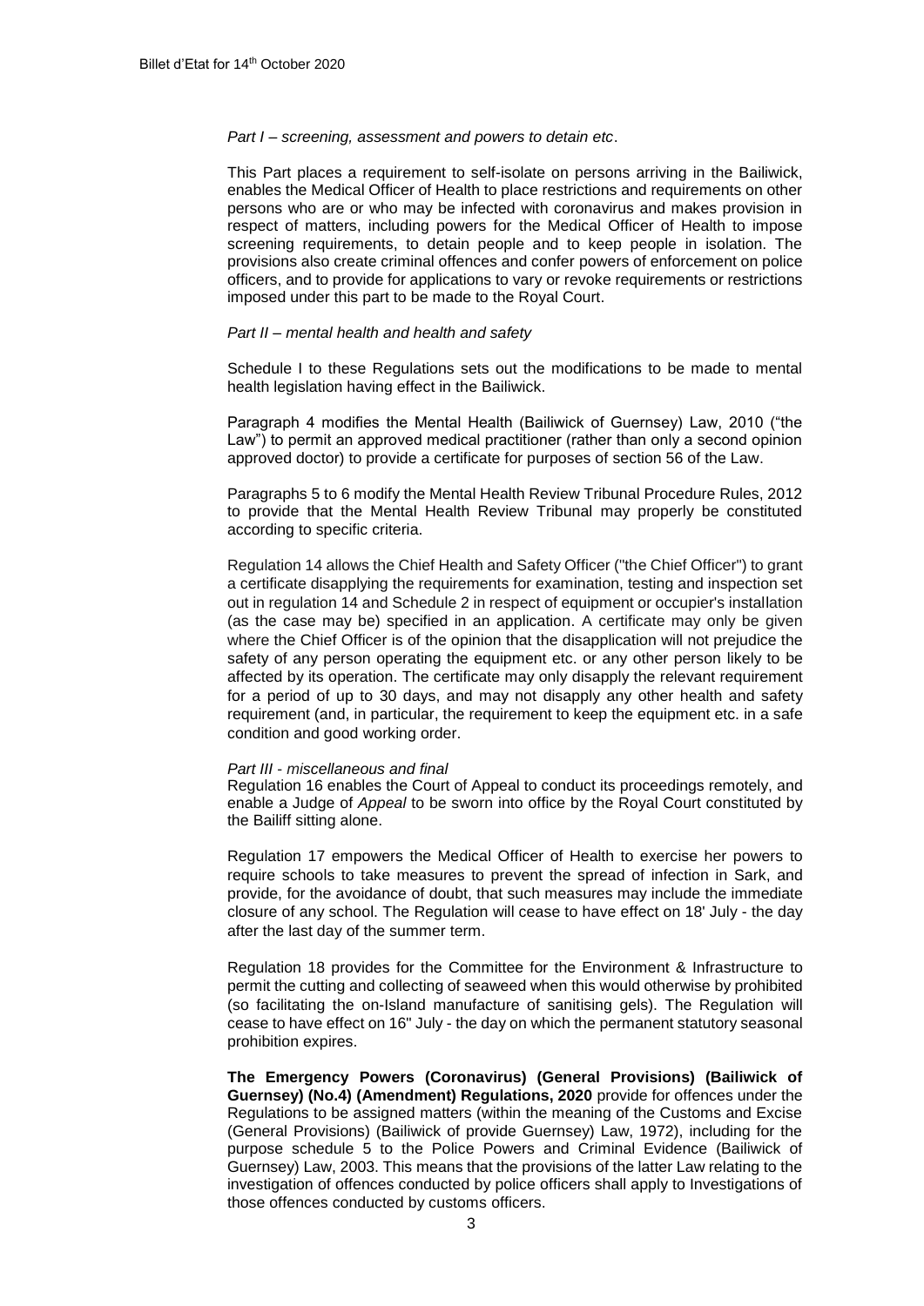*Part I – screening, assessment and powers to detain etc*.

This Part places a requirement to self-isolate on persons arriving in the Bailiwick, enables the Medical Officer of Health to place restrictions and requirements on other persons who are or who may be infected with coronavirus and makes provision in respect of matters, including powers for the Medical Officer of Health to impose screening requirements, to detain people and to keep people in isolation. The provisions also create criminal offences and confer powers of enforcement on police officers, and to provide for applications to vary or revoke requirements or restrictions imposed under this part to be made to the Royal Court.

*Part II – mental health and health and safety*

Schedule I to these Regulations sets out the modifications to be made to mental health legislation having effect in the Bailiwick.

Paragraph 4 modifies the Mental Health (Bailiwick of Guernsey) Law, 2010 ("the Law") to permit an approved medical practitioner (rather than only a second opinion approved doctor) to provide a certificate for purposes of section 56 of the Law.

Paragraphs 5 to 6 modify the Mental Health Review Tribunal Procedure Rules, 2012 to provide that the Mental Health Review Tribunal may properly be constituted according to specific criteria.

Regulation 14 allows the Chief Health and Safety Officer ("the Chief Officer") to grant a certificate disapplying the requirements for examination, testing and inspection set out in regulation 14 and Schedule 2 in respect of equipment or occupier's installation (as the case may be) specified in an application. A certificate may only be given where the Chief Officer is of the opinion that the disapplication will not prejudice the safety of any person operating the equipment etc. or any other person likely to be affected by its operation. The certificate may only disapply the relevant requirement for a period of up to 30 days, and may not disapply any other health and safety requirement (and, in particular, the requirement to keep the equipment etc. in a safe condition and good working order.

*Part III - miscellaneous and final*

Regulation 16 enables the Court of Appeal to conduct its proceedings remotely, and enable a Judge of *Appeal* to be sworn into office by the Royal Court constituted by the Bailiff sitting alone.

Regulation 17 empowers the Medical Officer of Health to exercise her powers to require schools to take measures to prevent the spread of infection in Sark, and provide, for the avoidance of doubt, that such measures may include the immediate closure of any school. The Regulation will cease to have effect on 18' July - the day after the last day of the summer term.

Regulation 18 provides for the Committee for the Environment & Infrastructure to permit the cutting and collecting of seaweed when this would otherwise by prohibited (so facilitating the on-Island manufacture of sanitising gels). The Regulation will cease to have effect on 16" July - the day on which the permanent statutory seasonal prohibition expires.

**The Emergency Powers (Coronavirus) (General Provisions) (Bailiwick of Guernsey) (No.4) (Amendment) Regulations, 2020** provide for offences under the Regulations to be assigned matters (within the meaning of the Customs and Excise (General Provisions) (Bailiwick of provide Guernsey) Law, 1972), including for the purpose schedule 5 to the Police Powers and Criminal Evidence (Bailiwick of Guernsey) Law, 2003. This means that the provisions of the latter Law relating to the investigation of offences conducted by police officers shall apply to Investigations of those offences conducted by customs officers.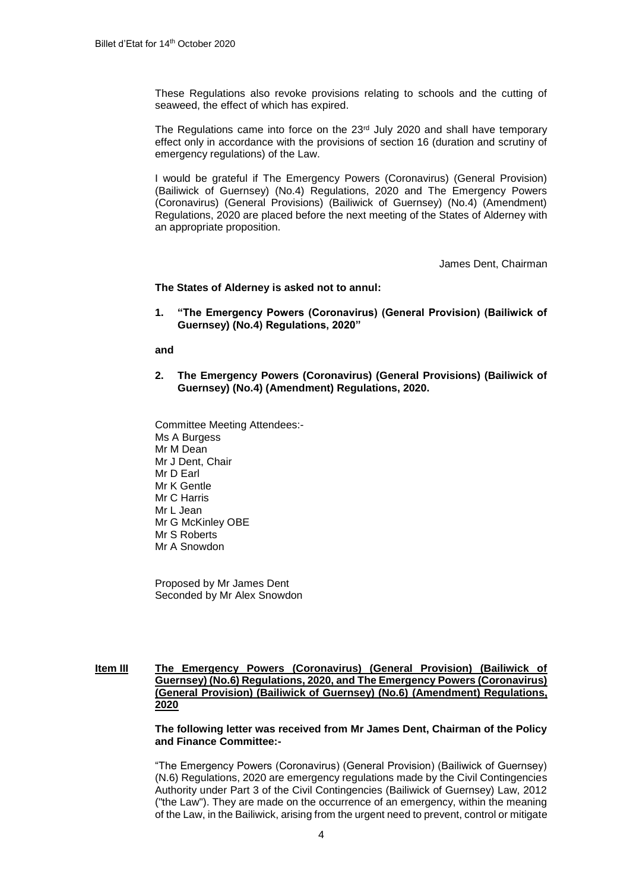These Regulations also revoke provisions relating to schools and the cutting of seaweed, the effect of which has expired.

The Regulations came into force on the 23rd July 2020 and shall have temporary effect only in accordance with the provisions of section 16 (duration and scrutiny of emergency regulations) of the Law.

I would be grateful if The Emergency Powers (Coronavirus) (General Provision) (Bailiwick of Guernsey) (No.4) Regulations, 2020 and The Emergency Powers (Coronavirus) (General Provisions) (Bailiwick of Guernsey) (No.4) (Amendment) Regulations, 2020 are placed before the next meeting of the States of Alderney with an appropriate proposition.

James Dent, Chairman

**The States of Alderney is asked not to annul:**

1. **"The Emergency Powers (Coronavirus) (General Provision) (Bailiwick of Guernsey) (No.4) Regulations, 2020"**

**and**

2. **The Emergency Powers (Coronavirus) (General Provisions) (Bailiwick of Guernsey) (No.4) (Amendment) Regulations, 2020.**

Committee Meeting Attendees:-
Ms A Burgess
Mr M Dean
Mr J Dent, Chair
Mr D Earl
Mr K Gentle
Mr C Harris
Mr L Jean
Mr G McKinley OBE
Mr S Roberts
Mr A Snowdon

Proposed by Mr James Dent
Seconded by Mr Alex Snowdon

## Item III **The Emergency Powers (Coronavirus) (General Provision) (Bailiwick of Guernsey) (No.6) Regulations, 2020, and The Emergency Powers (Coronavirus) (General Provision) (Bailiwick of Guernsey) (No.6) (Amendment) Regulations, 2020**

**The following letter was received from Mr James Dent, Chairman of the Policy and Finance Committee:-**

"The Emergency Powers (Coronavirus) (General Provision) (Bailiwick of Guernsey) (N.6) Regulations, 2020 are emergency regulations made by the Civil Contingencies Authority under Part 3 of the Civil Contingencies (Bailiwick of Guernsey) Law, 2012 ("the Law"). They are made on the occurrence of an emergency, within the meaning of the Law, in the Bailiwick, arising from the urgent need to prevent, control or mitigate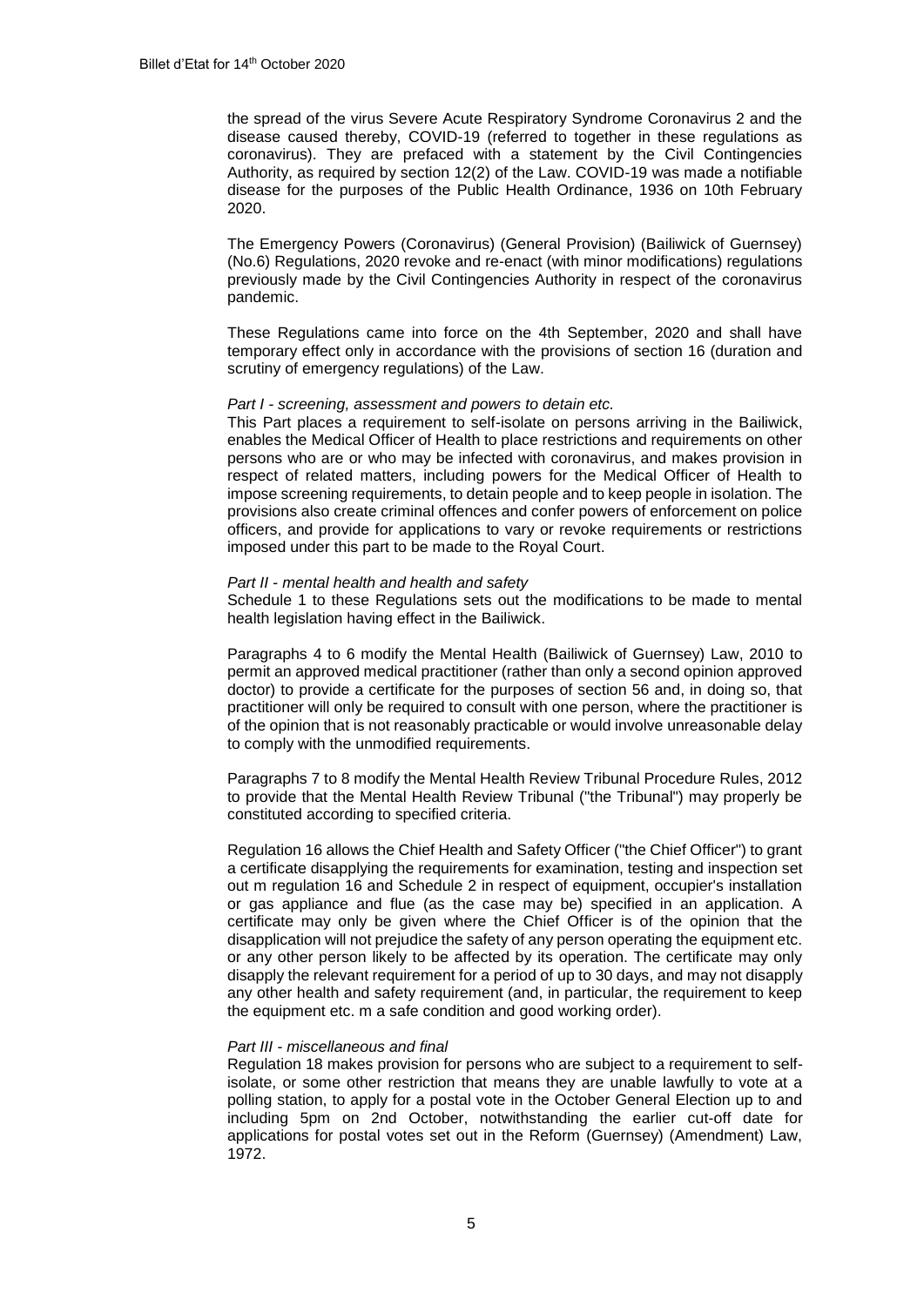the spread of the virus Severe Acute Respiratory Syndrome Coronavirus 2 and the disease caused thereby, COVID-19 (referred to together in these regulations as coronavirus). They are prefaced with a statement by the Civil Contingencies Authority, as required by section 12(2) of the Law. COVID-19 was made a notifiable disease for the purposes of the Public Health Ordinance, 1936 on 10th February 2020.

The Emergency Powers (Coronavirus) (General Provision) (Bailiwick of Guernsey) (No.6) Regulations, 2020 revoke and re-enact (with minor modifications) regulations previously made by the Civil Contingencies Authority in respect of the coronavirus pandemic.

These Regulations came into force on the 4th September, 2020 and shall have temporary effect only in accordance with the provisions of section 16 (duration and scrutiny of emergency regulations) of the Law.

*Part I - screening, assessment and powers to detain etc.*

This Part places a requirement to self-isolate on persons arriving in the Bailiwick, enables the Medical Officer of Health to place restrictions and requirements on other persons who are or who may be infected with coronavirus, and makes provision in respect of related matters, including powers for the Medical Officer of Health to impose screening requirements, to detain people and to keep people in isolation. The provisions also create criminal offences and confer powers of enforcement on police officers, and provide for applications to vary or revoke requirements or restrictions imposed under this part to be made to the Royal Court.

*Part II - mental health and health and safety*

Schedule 1 to these Regulations sets out the modifications to be made to mental health legislation having effect in the Bailiwick.

Paragraphs 4 to 6 modify the Mental Health (Bailiwick of Guernsey) Law, 2010 to permit an approved medical practitioner (rather than only a second opinion approved doctor) to provide a certificate for the purposes of section 56 and, in doing so, that practitioner will only be required to consult with one person, where the practitioner is of the opinion that is not reasonably practicable or would involve unreasonable delay to comply with the unmodified requirements.

Paragraphs 7 to 8 modify the Mental Health Review Tribunal Procedure Rules, 2012 to provide that the Mental Health Review Tribunal ("the Tribunal") may properly be constituted according to specified criteria.

Regulation 16 allows the Chief Health and Safety Officer ("the Chief Officer") to grant a certificate disapplying the requirements for examination, testing and inspection set out m regulation 16 and Schedule 2 in respect of equipment, occupier's installation or gas appliance and flue (as the case may be) specified in an application. A certificate may only be given where the Chief Officer is of the opinion that the disapplication will not prejudice the safety of any person operating the equipment etc. or any other person likely to be affected by its operation. The certificate may only disapply the relevant requirement for a period of up to 30 days, and may not disapply any other health and safety requirement (and, in particular, the requirement to keep the equipment etc. m a safe condition and good working order).

*Part III - miscellaneous and final*

Regulation 18 makes provision for persons who are subject to a requirement to self-isolate, or some other restriction that means they are unable lawfully to vote at a polling station, to apply for a postal vote in the October General Election up to and including 5pm on 2nd October, notwithstanding the earlier cut-off date for applications for postal votes set out in the Reform (Guernsey) (Amendment) Law, 1972.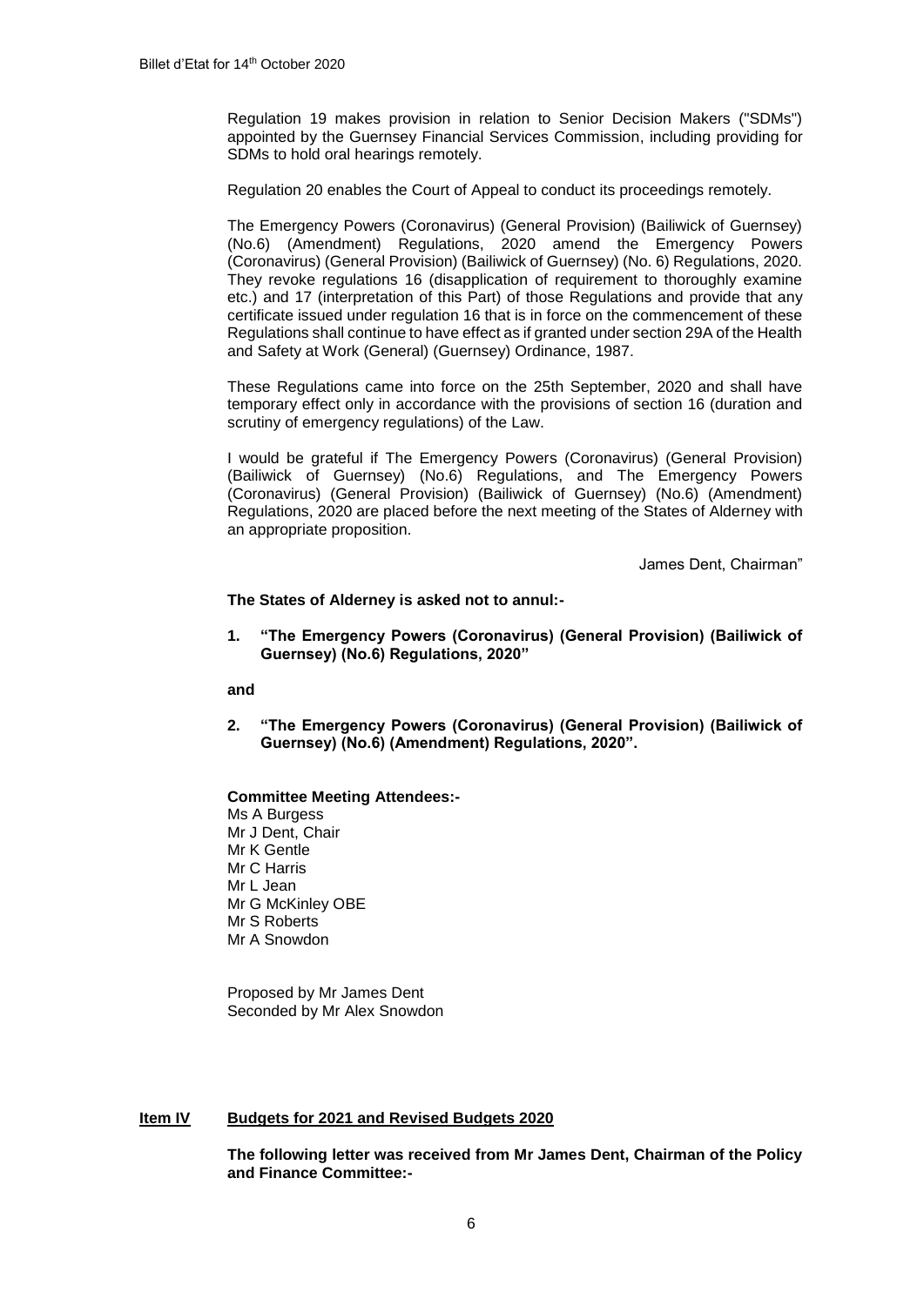Regulation 19 makes provision in relation to Senior Decision Makers ("SDMs") appointed by the Guernsey Financial Services Commission, including providing for SDMs to hold oral hearings remotely.

Regulation 20 enables the Court of Appeal to conduct its proceedings remotely.

The Emergency Powers (Coronavirus) (General Provision) (Bailiwick of Guernsey) (No.6) (Amendment) Regulations, 2020 amend the Emergency Powers (Coronavirus) (General Provision) (Bailiwick of Guernsey) (No. 6) Regulations, 2020. They revoke regulations 16 (disapplication of requirement to thoroughly examine etc.) and 17 (interpretation of this Part) of those Regulations and provide that any certificate issued under regulation 16 that is in force on the commencement of these Regulations shall continue to have effect as if granted under section 29A of the Health and Safety at Work (General) (Guernsey) Ordinance, 1987.

These Regulations came into force on the 25th September, 2020 and shall have temporary effect only in accordance with the provisions of section 16 (duration and scrutiny of emergency regulations) of the Law.

I would be grateful if The Emergency Powers (Coronavirus) (General Provision) (Bailiwick of Guernsey) (No.6) Regulations, and The Emergency Powers (Coronavirus) (General Provision) (Bailiwick of Guernsey) (No.6) (Amendment) Regulations, 2020 are placed before the next meeting of the States of Alderney with an appropriate proposition.

James Dent, Chairman"

**The States of Alderney is asked not to annul:-**

1. **"The Emergency Powers (Coronavirus) (General Provision) (Bailiwick of Guernsey) (No.6) Regulations, 2020"**

**and**

2. **"The Emergency Powers (Coronavirus) (General Provision) (Bailiwick of Guernsey) (No.6) (Amendment) Regulations, 2020".**

**Committee Meeting Attendees:-**
Ms A Burgess
Mr J Dent, Chair
Mr K Gentle
Mr C Harris
Mr L Jean
Mr G McKinley OBE
Mr S Roberts
Mr A Snowdon

Proposed by Mr James Dent
Seconded by Mr Alex Snowdon

## Item IV Budgets for 2021 and Revised Budgets 2020

**The following letter was received from Mr James Dent, Chairman of the Policy and Finance Committee:-**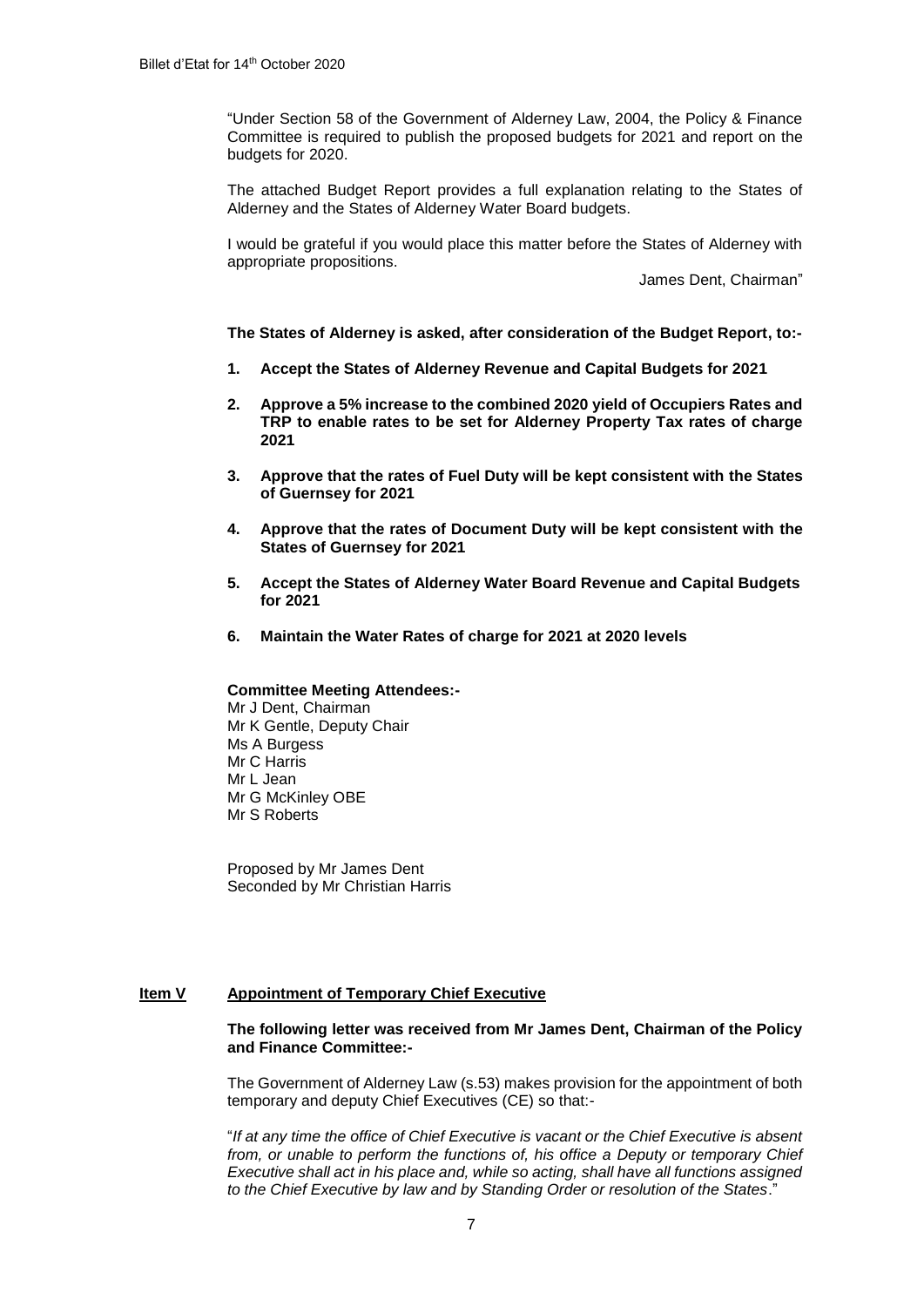"Under Section 58 of the Government of Alderney Law, 2004, the Policy & Finance Committee is required to publish the proposed budgets for 2021 and report on the budgets for 2020.

The attached Budget Report provides a full explanation relating to the States of Alderney and the States of Alderney Water Board budgets.

I would be grateful if you would place this matter before the States of Alderney with appropriate propositions.

James Dent, Chairman"

**The States of Alderney is asked, after consideration of the Budget Report, to:-**

1. **Accept the States of Alderney Revenue and Capital Budgets for 2021**
2. **Approve a 5% increase to the combined 2020 yield of Occupiers Rates and TRP to enable rates to be set for Alderney Property Tax rates of charge 2021**
3. **Approve that the rates of Fuel Duty will be kept consistent with the States of Guernsey for 2021**
4. **Approve that the rates of Document Duty will be kept consistent with the States of Guernsey for 2021**
5. **Accept the States of Alderney Water Board Revenue and Capital Budgets for 2021**
6. **Maintain the Water Rates of charge for 2021 at 2020 levels**

**Committee Meeting Attendees:-**
Mr J Dent, Chairman
Mr K Gentle, Deputy Chair
Ms A Burgess
Mr C Harris
Mr L Jean
Mr G McKinley OBE
Mr S Roberts

Proposed by Mr James Dent
Seconded by Mr Christian Harris

## Item V Appointment of Temporary Chief Executive

**The following letter was received from Mr James Dent, Chairman of the Policy and Finance Committee:-**

The Government of Alderney Law (s.53) makes provision for the appointment of both temporary and deputy Chief Executives (CE) so that:-

"*If at any time the office of Chief Executive is vacant or the Chief Executive is absent from, or unable to perform the functions of, his office a Deputy or temporary Chief Executive shall act in his place and, while so acting, shall have all functions assigned to the Chief Executive by law and by Standing Order or resolution of the States*."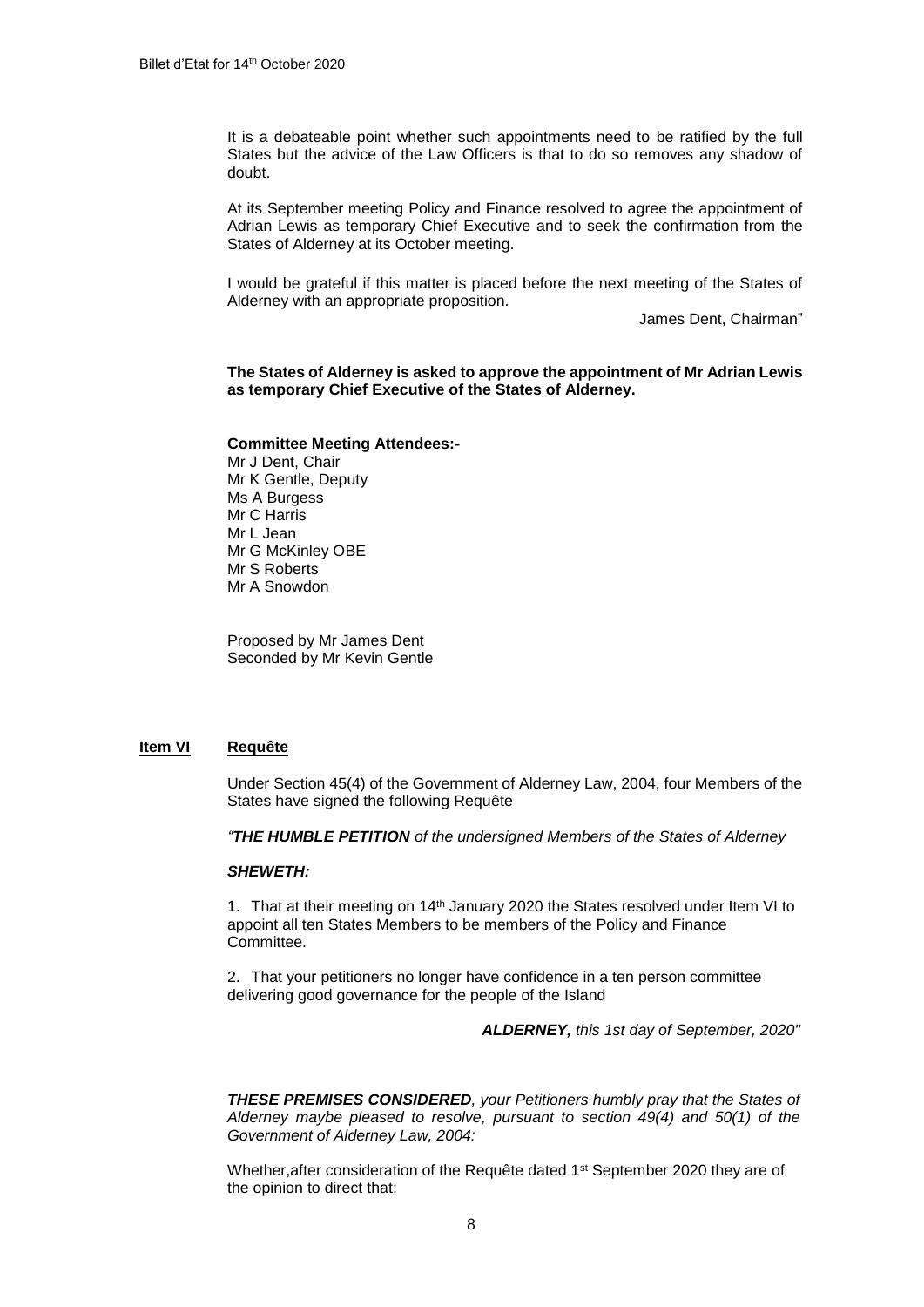It is a debateable point whether such appointments need to be ratified by the full States but the advice of the Law Officers is that to do so removes any shadow of doubt.

At its September meeting Policy and Finance resolved to agree the appointment of Adrian Lewis as temporary Chief Executive and to seek the confirmation from the States of Alderney at its October meeting.

I would be grateful if this matter is placed before the next meeting of the States of Alderney with an appropriate proposition.

James Dent, Chairman"

**The States of Alderney is asked to approve the appointment of Mr Adrian Lewis as temporary Chief Executive of the States of Alderney.**

**Committee Meeting Attendees:-**
Mr J Dent, Chair
Mr K Gentle, Deputy
Ms A Burgess
Mr C Harris
Mr L Jean
Mr G McKinley OBE
Mr S Roberts
Mr A Snowdon

Proposed by Mr James Dent
Seconded by Mr Kevin Gentle

## Item VI Requête

Under Section 45(4) of the Government of Alderney Law, 2004, four Members of the States have signed the following Requête

*"**THE HUMBLE PETITION** of the undersigned Members of the States of Alderney*

***SHEWETH:***

1. That at their meeting on 14th January 2020 the States resolved under Item VI to appoint all ten States Members to be members of the Policy and Finance Committee.

2. That your petitioners no longer have confidence in a ten person committee delivering good governance for the people of the Island

***ALDERNEY,** this 1st day of September, 2020"*

***THESE PREMISES CONSIDERED**, your Petitioners humbly pray that the States of Alderney maybe pleased to resolve, pursuant to section 49(4) and 50(1) of the Government of Alderney Law, 2004:*

Whether,after consideration of the Requête dated 1st September 2020 they are of the opinion to direct that: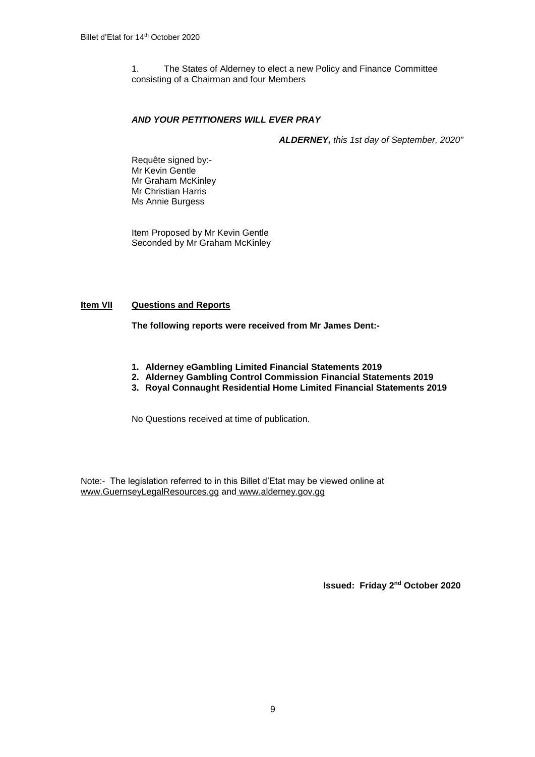1. The States of Alderney to elect a new Policy and Finance Committee consisting of a Chairman and four Members

***AND YOUR PETITIONERS WILL EVER PRAY***

***ALDERNEY,*** *this 1st day of September, 2020"*

Requête signed by:-
Mr Kevin Gentle
Mr Graham McKinley
Mr Christian Harris
Ms Annie Burgess

Item Proposed by Mr Kevin Gentle
Seconded by Mr Graham McKinley

## Item VII Questions and Reports

**The following reports were received from Mr James Dent:-**

1. **Alderney eGambling Limited Financial Statements 2019**
2. **Alderney Gambling Control Commission Financial Statements 2019**
3. **Royal Connaught Residential Home Limited Financial Statements 2019**

No Questions received at time of publication.

Note:- The legislation referred to in this Billet d'Etat may be viewed online at www.GuernseyLegalResources.gg and www.alderney.gov.gg

**Issued: Friday 2nd October 2020**